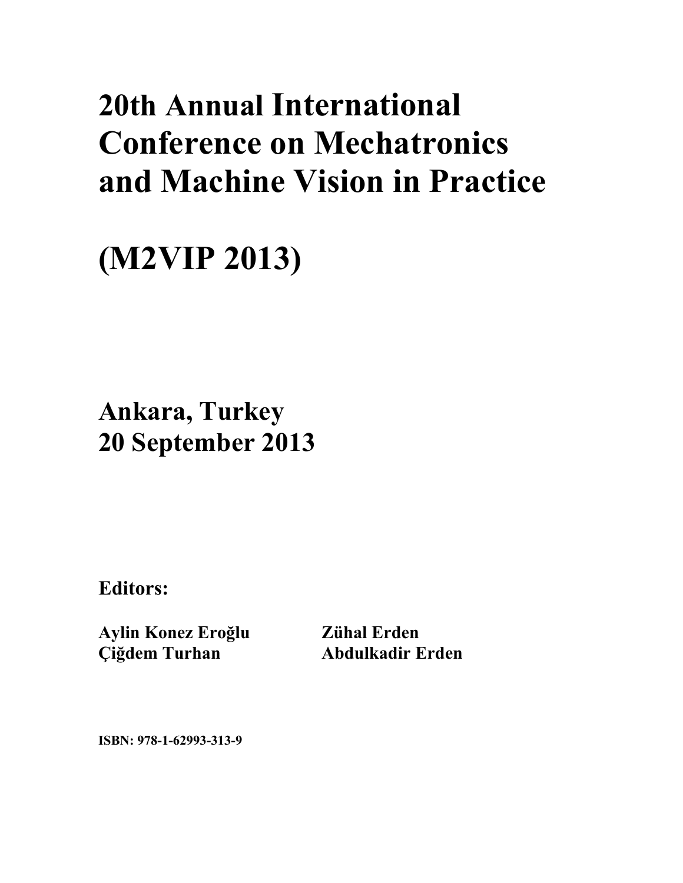# 20th Annual International Conference on Mechatronics and Machine Vision in Practice

# (M2VIP 2013)

## Ankara, Turkey
## 20 September 2013

**Editors:**

**Aylin Konez Eroğlu**
**Çiğdem Turhan**
**Zühal Erden**
**Abdulkadir Erden**

**ISBN: 978-1-62993-313-9**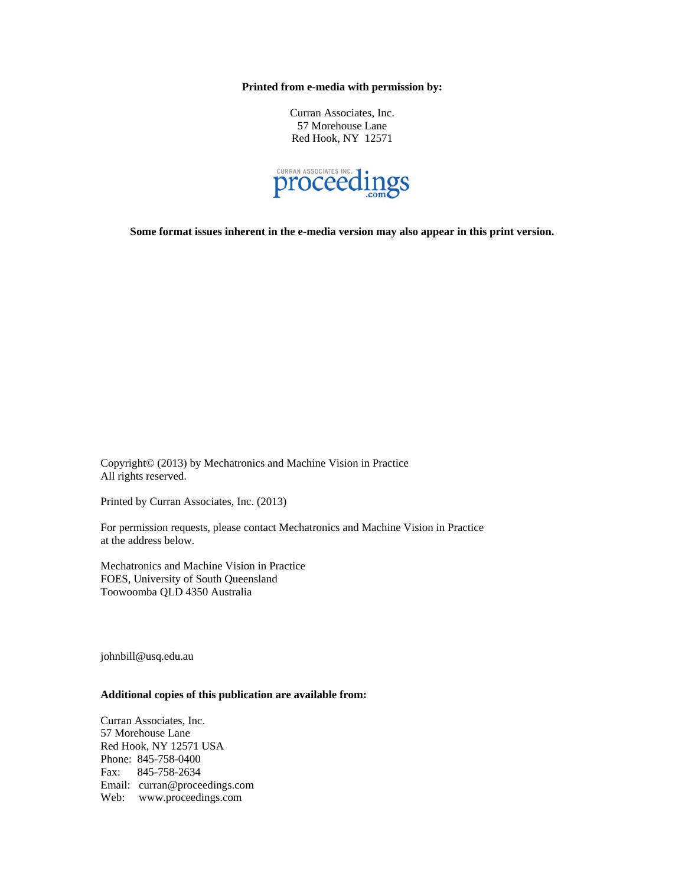**Printed from e-media with permission by:**

Curran Associates, Inc.
57 Morehouse Lane
Red Hook, NY 12571

CURRAN ASSOCIATES INC.
proceedings
.com

**Some format issues inherent in the e-media version may also appear in this print version.**

Copyright© (2013) by Mechatronics and Machine Vision in Practice
All rights reserved.

Printed by Curran Associates, Inc. (2013)

For permission requests, please contact Mechatronics and Machine Vision in Practice at the address below.

Mechatronics and Machine Vision in Practice
FOES, University of South Queensland
Toowoomba QLD 4350 Australia

johnbill@usq.edu.au

**Additional copies of this publication are available from:**

Curran Associates, Inc.
57 Morehouse Lane
Red Hook, NY 12571 USA
Phone: 845-758-0400
Fax: 845-758-2634
Email: curran@proceedings.com
Web: www.proceedings.com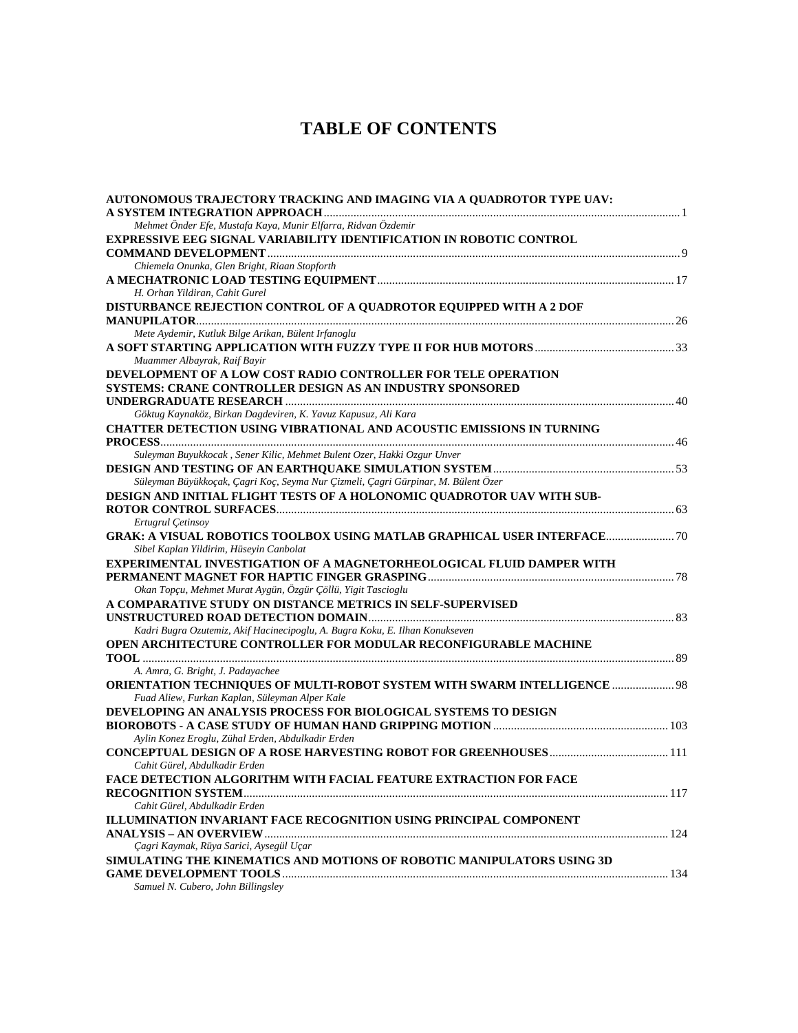# TABLE OF CONTENTS

**AUTONOMOUS TRAJECTORY TRACKING AND IMAGING VIA A QUADROTOR TYPE UAV: A SYSTEM INTEGRATION APPROACH** ..... 1
*Mehmet Önder Efe, Mustafa Kaya, Munir Elfarra, Ridvan Özdemir*

**EXPRESSIVE EEG SIGNAL VARIABILITY IDENTIFICATION IN ROBOTIC CONTROL COMMAND DEVELOPMENT** ..... 9
*Chiemela Onunka, Glen Bright, Riaan Stopforth*

**A MECHATRONIC LOAD TESTING EQUIPMENT** ..... 17
*H. Orhan Yildiran, Cahit Gurel*

**DISTURBANCE REJECTION CONTROL OF A QUADROTOR EQUIPPED WITH A 2 DOF MANUPILATOR** ..... 26
*Mete Aydemir, Kutluk Bilge Arikan, Bülent Irfanoglu*

**A SOFT STARTING APPLICATION WITH FUZZY TYPE II FOR HUB MOTORS** ..... 33
*Muammer Albayrak, Raif Bayir*

**DEVELOPMENT OF A LOW COST RADIO CONTROLLER FOR TELE OPERATION SYSTEMS: CRANE CONTROLLER DESIGN AS AN INDUSTRY SPONSORED UNDERGRADUATE RESEARCH** ..... 40
*Göktug Kaynaköz, Birkan Dagdeviren, K. Yavuz Kapusuz, Ali Kara*

**CHATTER DETECTION USING VIBRATIONAL AND ACOUSTIC EMISSIONS IN TURNING PROCESS** ..... 46
*Suleyman Buyukkocak , Sener Kilic, Mehmet Bulent Ozer, Hakki Ozgur Unver*

**DESIGN AND TESTING OF AN EARTHQUAKE SIMULATION SYSTEM** ..... 53
*Süleyman Büyükoçak, Çagri Koç, Seyma Nur Çizmeli, Çagri Gürpinar, M. Bülent Özer*

**DESIGN AND INITIAL FLIGHT TESTS OF A HOLONOMIC QUADROTOR UAV WITH SUB-ROTOR CONTROL SURFACES** ..... 63
*Ertugrul Çetinsoy*

**GRAK: A VISUAL ROBOTICS TOOLBOX USING MATLAB GRAPHICAL USER INTERFACE** ..... 70
*Sibel Kaplan Yildirim, Hüseyin Canbolat*

**EXPERIMENTAL INVESTIGATION OF A MAGNETORHEOLOGICAL FLUID DAMPER WITH PERMANENT MAGNET FOR HAPTIC FINGER GRASPING** ..... 78
*Okan Topçu, Mehmet Murat Aygün, Özgür Çöllü, Yigit Tascioglu*

**A COMPARATIVE STUDY ON DISTANCE METRICS IN SELF-SUPERVISED UNSTRUCTURED ROAD DETECTION DOMAIN** ..... 83
*Kadri Bugra Ozutemiz, Akif Hacinecipoglu, A. Bugra Koku, E. Ilhan Konukseven*

**OPEN ARCHITECTURE CONTROLLER FOR MODULAR RECONFIGURABLE MACHINE TOOL** ..... 89
*A. Amra, G. Bright, J. Padayachee*

**ORIENTATION TECHNIQUES OF MULTI-ROBOT SYSTEM WITH SWARM INTELLIGENCE** ..... 98
*Fuad Aliew, Furkan Kaplan, Süleyman Alper Kale*

**DEVELOPING AN ANALYSIS PROCESS FOR BIOLOGICAL SYSTEMS TO DESIGN BIOROBOTS - A CASE STUDY OF HUMAN HAND GRIPPING MOTION** ..... 103
*Aylin Konez Eroglu, Zühal Erden, Abdulkadir Erden*

**CONCEPTUAL DESIGN OF A ROSE HARVESTING ROBOT FOR GREENHOUSES** ..... 111
*Cahit Gürel, Abdulkadir Erden*

**FACE DETECTION ALGORITHM WITH FACIAL FEATURE EXTRACTION FOR FACE RECOGNITION SYSTEM** ..... 117
*Cahit Gürel, Abdulkadir Erden*

**ILLUMINATION INVARIANT FACE RECOGNITION USING PRINCIPAL COMPONENT ANALYSIS – AN OVERVIEW** ..... 124
*Çagri Kaymak, Rüya Sarici, Aysegül Uçar*

**SIMULATING THE KINEMATICS AND MOTIONS OF ROBOTIC MANIPULATORS USING 3D GAME DEVELOPMENT TOOLS** ..... 134
*Samuel N. Cubero, John Billingsley*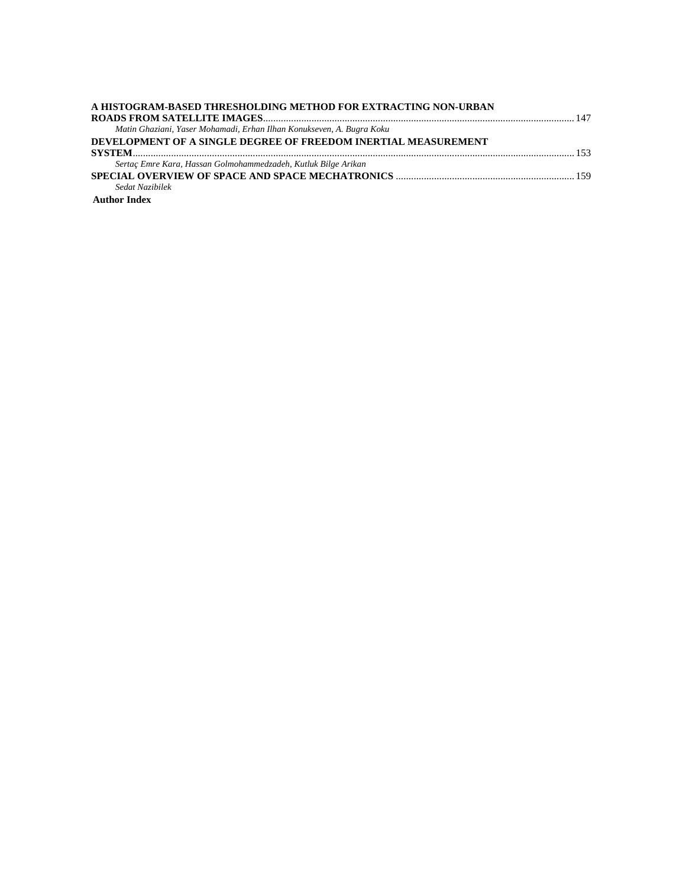**A HISTOGRAM-BASED THRESHOLDING METHOD FOR EXTRACTING NON-URBAN ROADS FROM SATELLITE IMAGES** ........................................................................ 147

*Matin Ghaziani, Yaser Mohamadi, Erhan Ilhan Konukseven, A. Bugra Koku*

**DEVELOPMENT OF A SINGLE DEGREE OF FREEDOM INERTIAL MEASUREMENT SYSTEM** ........................................................................ 153

*Sertaç Emre Kara, Hassan Golmohammedzadeh, Kutluk Bilge Arikan*

**SPECIAL OVERVIEW OF SPACE AND SPACE MECHATRONICS** ........................................................................ 159

*Sedat Nazibilek*

**Author Index**